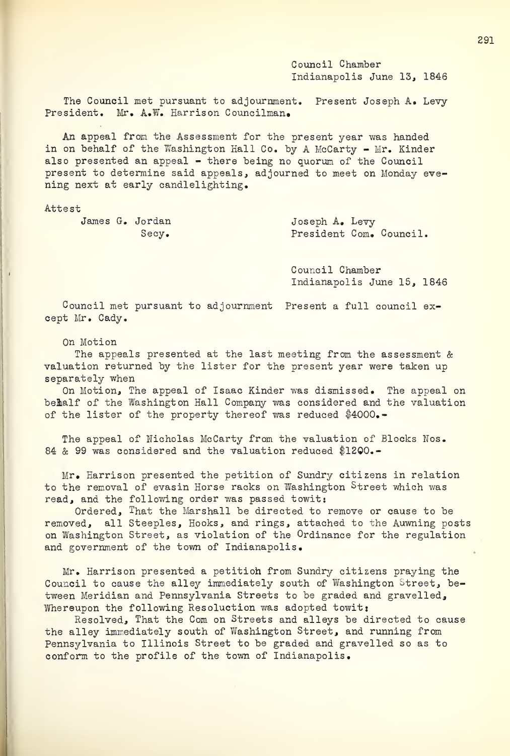Council Chamber
Indianapolis June 13, 1846

The Council met pursuant to adjournment. Present Joseph A. Levy President. Mr. A.W. Harrison Councilman.

An appeal from the Assessment for the present year was handed in on behalf of the Washington Hall Co. by A McCarty - Mr. Kinder also presented an appeal - there being no quorum of the Council present to determine said appeals, adjourned to meet on Monday evening next at early candlelighting.

Attest

James G. Jordan
Secy.

Joseph A. Levy
President Com. Council.

Council Chamber
Indianapolis June 15, 1846

Council met pursuant to adjournment Present a full council except Mr. Cady.

On Motion

The appeals presented at the last meeting from the assessment & valuation returned by the lister for the present year were taken up separately when

On Motion, The appeal of Isaac Kinder was dismissed. The appeal on behalf of the Washington Hall Company was considered and the valuation of the lister of the property thereof was reduced $4000.-

The appeal of Nicholas McCarty from the valuation of Blocks Nos. 84 & 99 was considered and the valuation reduced $1200.-

Mr. Harrison presented the petition of Sundry citizens in relation to the removal of evasin Horse racks on Washington Street which was read, and the following order was passed towit:

Ordered, That the Marshall be directed to remove or cause to be removed, all Steeples, Hooks, and rings, attached to the Auwning posts on Washington Street, as violation of the Ordinance for the regulation and government of the town of Indianapolis.

Mr. Harrison presented a petitioh from Sundry citizens praying the Council to cause the alley immediately south of Washington Street, between Meridian and Pennsylvania Streets to be graded and gravelled, Whereupon the following Resoluction was adopted towit:

Resolved, That the Com on Streets and alleys be directed to cause the alley immediately south of Washington Street, and running from Pennsylvania to Illinois Street to be graded and gravelled so as to conform to the profile of the town of Indianapolis.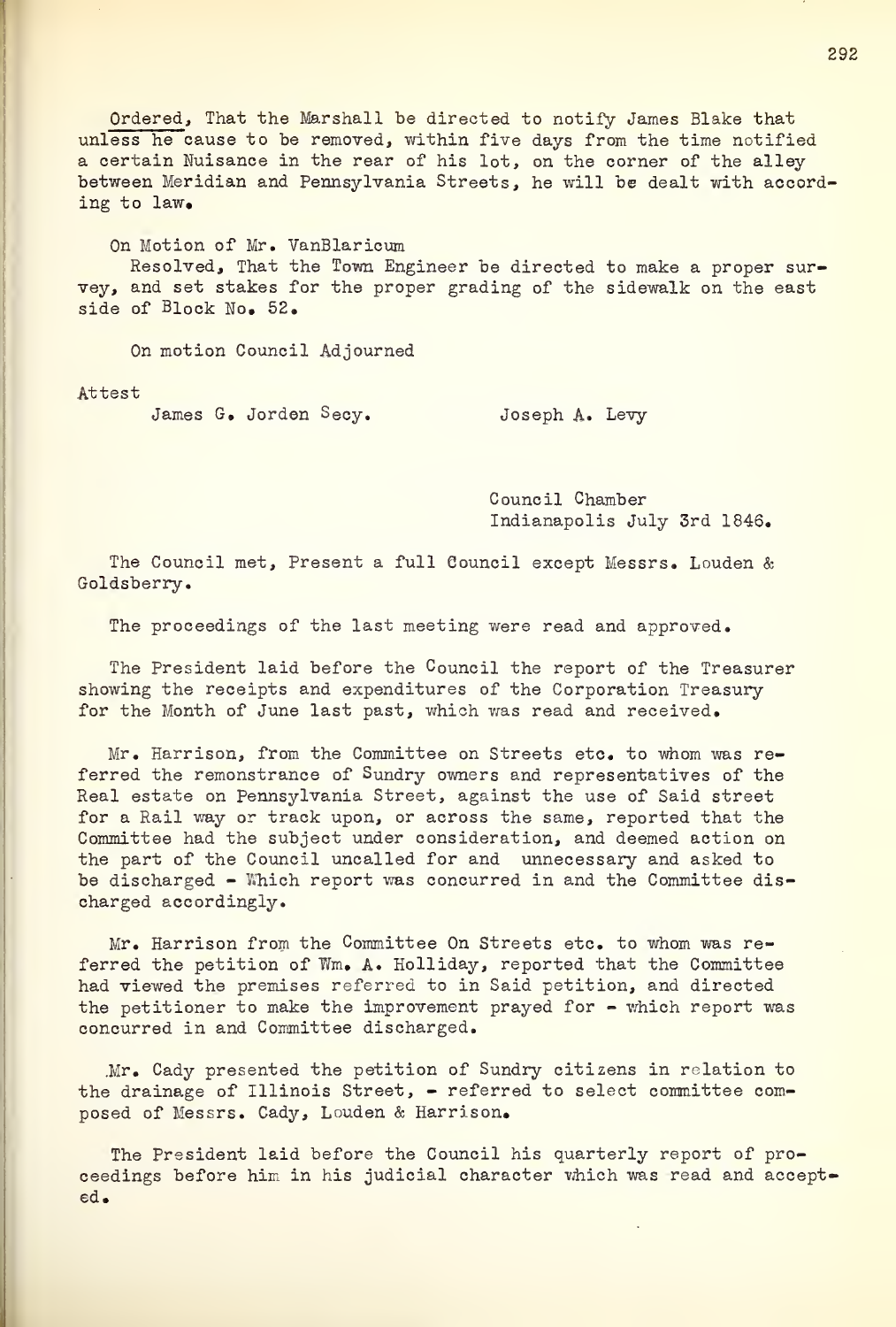Ordered, That the Marshall be directed to notify James Blake that unless he cause to be removed, within five days from the time notified a certain Nuisance in the rear of his lot, on the corner of the alley between Meridian and Pennsylvania Streets, he will be dealt with according to law.

On Motion of Mr. VanBlaricum

Resolved, That the Town Engineer be directed to make a proper survey, and set stakes for the proper grading of the sidewalk on the east side of Block No. 52.

On motion Council Adjourned

Attest

James G. Jorden Secy. Joseph A. Levy

Council Chamber
Indianapolis July 3rd 1846.

The Council met, Present a full Council except Messrs. Louden & Goldsberry.

The proceedings of the last meeting were read and approved.

The President laid before the Council the report of the Treasurer showing the receipts and expenditures of the Corporation Treasury for the Month of June last past, which was read and received.

Mr. Harrison, from the Committee on Streets etc. to whom was referred the remonstrance of Sundry owners and representatives of the Real estate on Pennsylvania Street, against the use of Said street for a Rail way or track upon, or across the same, reported that the Committee had the subject under consideration, and deemed action on the part of the Council uncalled for and unnecessary and asked to be discharged - Which report was concurred in and the Committee discharged accordingly.

Mr. Harrison from the Committee On Streets etc. to whom was referred the petition of Wm. A. Holliday, reported that the Committee had viewed the premises referred to in Said petition, and directed the petitioner to make the improvement prayed for - which report was concurred in and Committee discharged.

Mr. Cady presented the petition of Sundry citizens in relation to the drainage of Illinois Street, - referred to select committee composed of Messrs. Cady, Louden & Harrison.

The President laid before the Council his quarterly report of proceedings before him in his judicial character which was read and accepted.